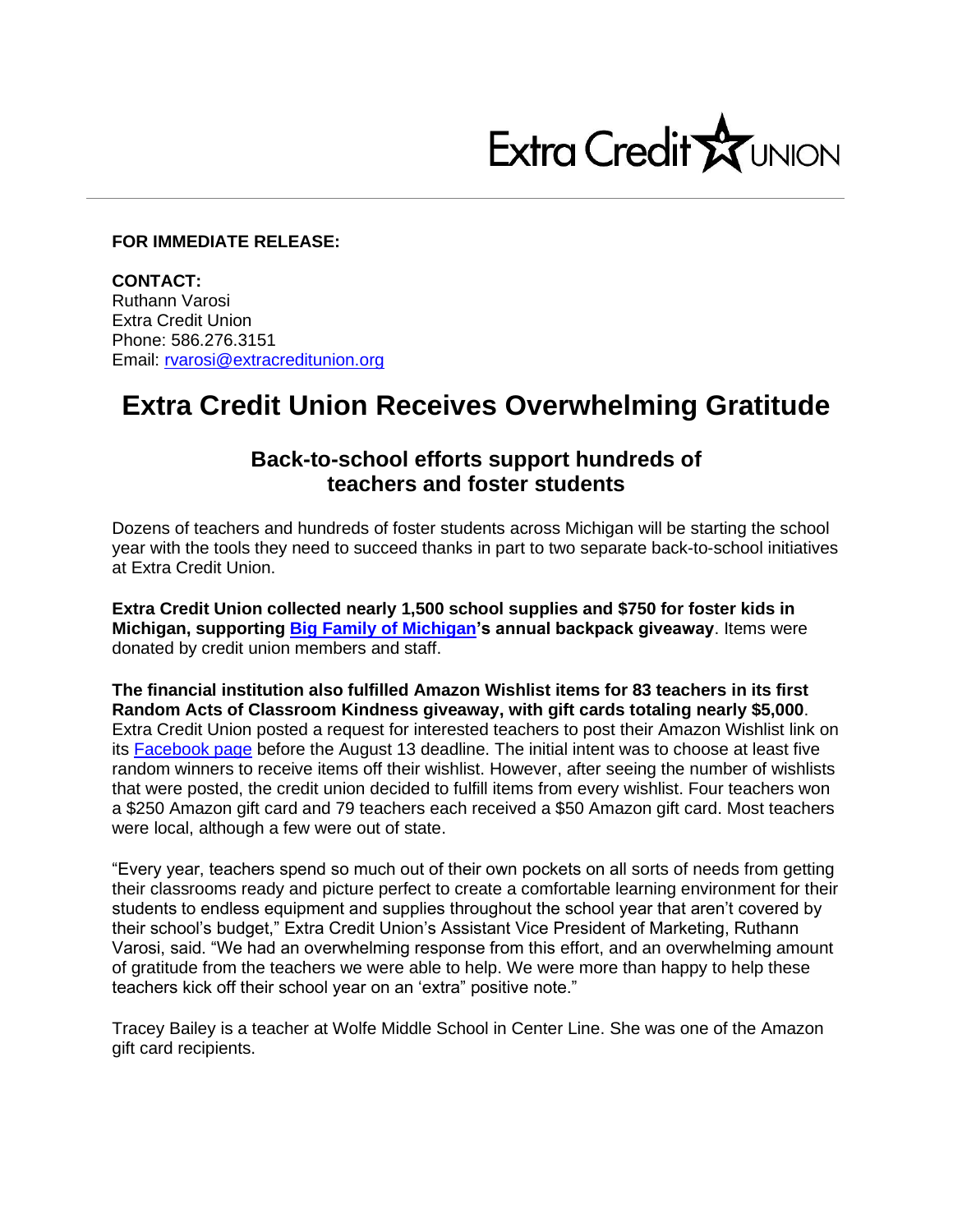Extra Credit UNION

**FOR IMMEDIATE RELEASE:**

**CONTACT:**
Ruthann Varosi
Extra Credit Union
Phone: 586.276.3151
Email: rvarosi@extracreditunion.org

# Extra Credit Union Receives Overwhelming Gratitude

## Back-to-school efforts support hundreds of teachers and foster students

Dozens of teachers and hundreds of foster students across Michigan will be starting the school year with the tools they need to succeed thanks in part to two separate back-to-school initiatives at Extra Credit Union.

**Extra Credit Union collected nearly 1,500 school supplies and $750 for foster kids in Michigan, supporting Big Family of Michigan's annual backpack giveaway**. Items were donated by credit union members and staff.

**The financial institution also fulfilled Amazon Wishlist items for 83 teachers in its first Random Acts of Classroom Kindness giveaway, with gift cards totaling nearly $5,000**. Extra Credit Union posted a request for interested teachers to post their Amazon Wishlist link on its Facebook page before the August 13 deadline. The initial intent was to choose at least five random winners to receive items off their wishlist. However, after seeing the number of wishlists that were posted, the credit union decided to fulfill items from every wishlist. Four teachers won a $250 Amazon gift card and 79 teachers each received a $50 Amazon gift card. Most teachers were local, although a few were out of state.

"Every year, teachers spend so much out of their own pockets on all sorts of needs from getting their classrooms ready and picture perfect to create a comfortable learning environment for their students to endless equipment and supplies throughout the school year that aren't covered by their school's budget," Extra Credit Union's Assistant Vice President of Marketing, Ruthann Varosi, said. "We had an overwhelming response from this effort, and an overwhelming amount of gratitude from the teachers we were able to help. We were more than happy to help these teachers kick off their school year on an 'extra" positive note."

Tracey Bailey is a teacher at Wolfe Middle School in Center Line. She was one of the Amazon gift card recipients.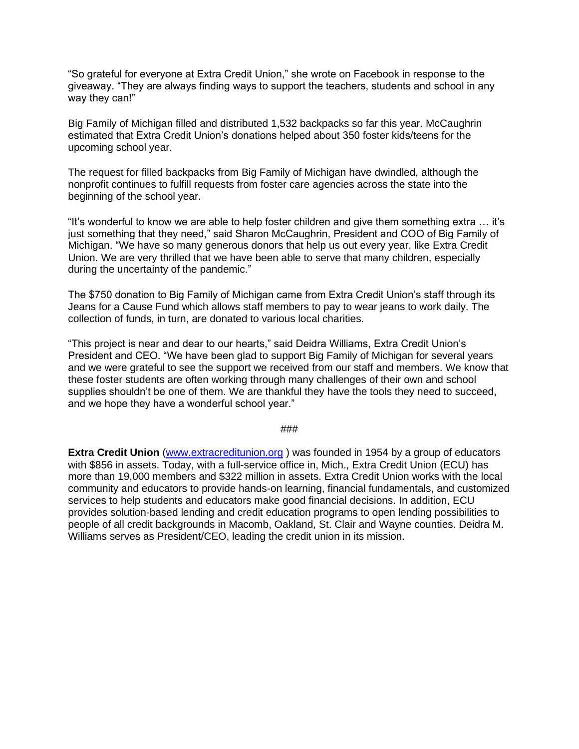"So grateful for everyone at Extra Credit Union," she wrote on Facebook in response to the giveaway. "They are always finding ways to support the teachers, students and school in any way they can!"

Big Family of Michigan filled and distributed 1,532 backpacks so far this year. McCaughrin estimated that Extra Credit Union's donations helped about 350 foster kids/teens for the upcoming school year.

The request for filled backpacks from Big Family of Michigan have dwindled, although the nonprofit continues to fulfill requests from foster care agencies across the state into the beginning of the school year.

"It's wonderful to know we are able to help foster children and give them something extra … it's just something that they need," said Sharon McCaughrin, President and COO of Big Family of Michigan. "We have so many generous donors that help us out every year, like Extra Credit Union. We are very thrilled that we have been able to serve that many children, especially during the uncertainty of the pandemic."

The $750 donation to Big Family of Michigan came from Extra Credit Union's staff through its Jeans for a Cause Fund which allows staff members to pay to wear jeans to work daily. The collection of funds, in turn, are donated to various local charities.

"This project is near and dear to our hearts," said Deidra Williams, Extra Credit Union's President and CEO. "We have been glad to support Big Family of Michigan for several years and we were grateful to see the support we received from our staff and members. We know that these foster students are often working through many challenges of their own and school supplies shouldn't be one of them. We are thankful they have the tools they need to succeed, and we hope they have a wonderful school year."

###

**Extra Credit Union** ([www.extracreditunion.org](http://www.extracreditunion.org) ) was founded in 1954 by a group of educators with $856 in assets. Today, with a full-service office in, Mich., Extra Credit Union (ECU) has more than 19,000 members and $322 million in assets. Extra Credit Union works with the local community and educators to provide hands-on learning, financial fundamentals, and customized services to help students and educators make good financial decisions. In addition, ECU provides solution-based lending and credit education programs to open lending possibilities to people of all credit backgrounds in Macomb, Oakland, St. Clair and Wayne counties. Deidra M. Williams serves as President/CEO, leading the credit union in its mission.